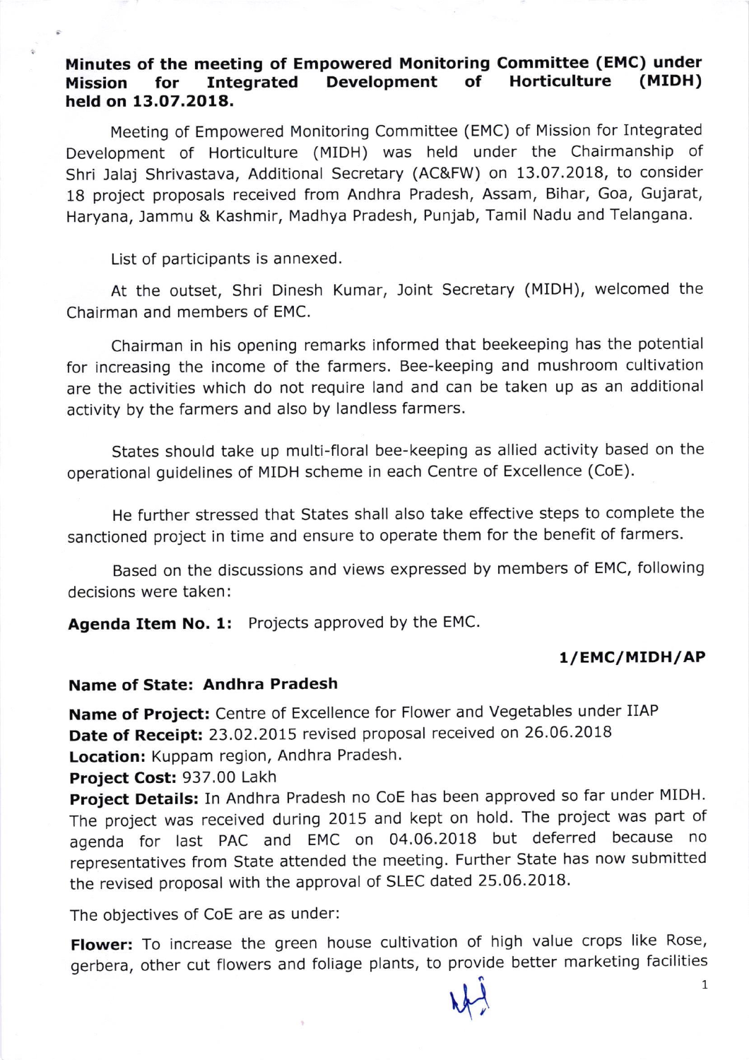**Minutes of the meeting of Empowered Monitoring Committee (EMC) under Mission for Integrated Development of Horticulture (MIDH) held on 13.07.2018.**

Meeting of Empowered Monitoring Committee (EMC) of Mission for Integrated Development of Horticulture (MIDH) was held under the Chairmanship of Shri Jalaj Shrivastava, Additional Secretary (AC&FW) on 13.07.2018, to consider 18 project proposals received from Andhra Pradesh, Assam, Bihar, Goa, Gujarat, Haryana, Jammu & Kashmir, Madhya Pradesh, Punjab, Tamil Nadu and Telangana.

List of participants is annexed.

At the outset, Shri Dinesh Kumar, Joint Secretary (MIDH), welcomed the Chairman and members of EMC.

Chairman in his opening remarks informed that beekeeping has the potential for increasing the income of the farmers. Bee-keeping and mushroom cultivation are the activities which do not require land and can be taken up as an additional activity by the farmers and also by landless farmers.

States should take up multi-floral bee-keeping as allied activity based on the operational guidelines of MIDH scheme in each Centre of Excellence (CoE).

He further stressed that States shall also take effective steps to complete the sanctioned project in time and ensure to operate them for the benefit of farmers.

Based on the discussions and views expressed by members of EMC, following decisions were taken:

**Agenda Item No. 1:** Projects approved by the EMC.

**1/EMC/MIDH/AP**

**Name of State: Andhra Pradesh**

**Name of Project:** Centre of Excellence for Flower and Vegetables under IIAP
**Date of Receipt:** 23.02.2015 revised proposal received on 26.06.2018
**Location:** Kuppam region, Andhra Pradesh.
**Project Cost:** 937.00 Lakh
**Project Details:** In Andhra Pradesh no CoE has been approved so far under MIDH. The project was received during 2015 and kept on hold. The project was part of agenda for last PAC and EMC on 04.06.2018 but deferred because no representatives from State attended the meeting. Further State has now submitted the revised proposal with the approval of SLEC dated 25.06.2018.

The objectives of CoE are as under:

**Flower:** To increase the green house cultivation of high value crops like Rose, gerbera, other cut flowers and foliage plants, to provide better marketing facilities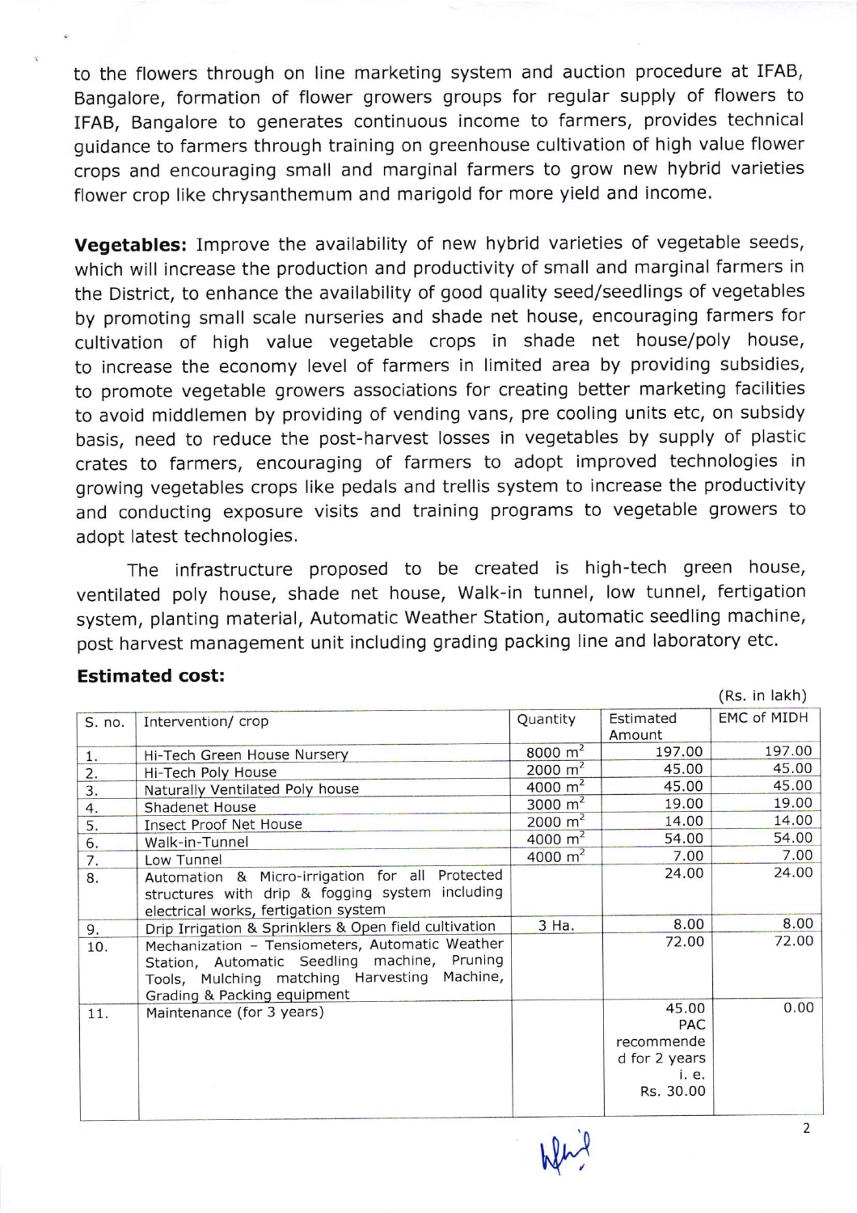to the flowers through on line marketing system and auction procedure at IFAB, Bangalore, formation of flower growers groups for regular supply of flowers to IFAB, Bangalore to generates continuous income to farmers, provides technical guidance to farmers through training on greenhouse cultivation of high value flower crops and encouraging small and marginal farmers to grow new hybrid varieties flower crop like chrysanthemum and marigold for more yield and income.

**Vegetables:** Improve the availability of new hybrid varieties of vegetable seeds, which will increase the production and productivity of small and marginal farmers in the District, to enhance the availability of good quality seed/seedlings of vegetables by promoting small scale nurseries and shade net house, encouraging farmers for cultivation of high value vegetable crops in shade net house/poly house, to increase the economy level of farmers in limited area by providing subsidies, to promote vegetable growers associations for creating better marketing facilities to avoid middlemen by providing of vending vans, pre cooling units etc, on subsidy basis, need to reduce the post-harvest losses in vegetables by supply of plastic crates to farmers, encouraging of farmers to adopt improved technologies in growing vegetables crops like pedals and trellis system to increase the productivity and conducting exposure visits and training programs to vegetable growers to adopt latest technologies.

The infrastructure proposed to be created is high-tech green house, ventilated poly house, shade net house, Walk-in tunnel, low tunnel, fertigation system, planting material, Automatic Weather Station, automatic seedling machine, post harvest management unit including grading packing line and laboratory etc.

**Estimated cost:**

(Rs. in lakh)

| S. no. | Intervention/ crop | Quantity | Estimated Amount | EMC of MIDH |
|---|---|---|---|---|
| 1. | Hi-Tech Green House Nursery | 8000 $m^2$ | 197.00 | 197.00 |
| 2. | Hi-Tech Poly House | 2000 $m^2$ | 45.00 | 45.00 |
| 3. | Naturally Ventilated Poly house | 4000 $m^2$ | 45.00 | 45.00 |
| 4. | Shadenet House | 3000 $m^2$ | 19.00 | 19.00 |
| 5. | Insect Proof Net House | 2000 $m^2$ | 14.00 | 14.00 |
| 6. | Walk-in-Tunnel | 4000 $m^2$ | 54.00 | 54.00 |
| 7. | Low Tunnel | 4000 $m^2$ | 7.00 | 7.00 |
| 8. | Automation & Micro-irrigation for all Protected structures with drip & fogging system including electrical works, fertigation system | | 24.00 | 24.00 |
| 9. | Drip Irrigation & Sprinklers & Open field cultivation | 3 Ha. | 8.00 | 8.00 |
| 10. | Mechanization – Tensiometers, Automatic Weather Station, Automatic Seedling machine, Pruning Tools, Mulching matching Harvesting Machine, Grading & Packing equipment | | 72.00 | 72.00 |
| 11. | Maintenance (for 3 years) | | 45.00 PAC recommended for 2 years i. e. Rs. 30.00 | 0.00 |